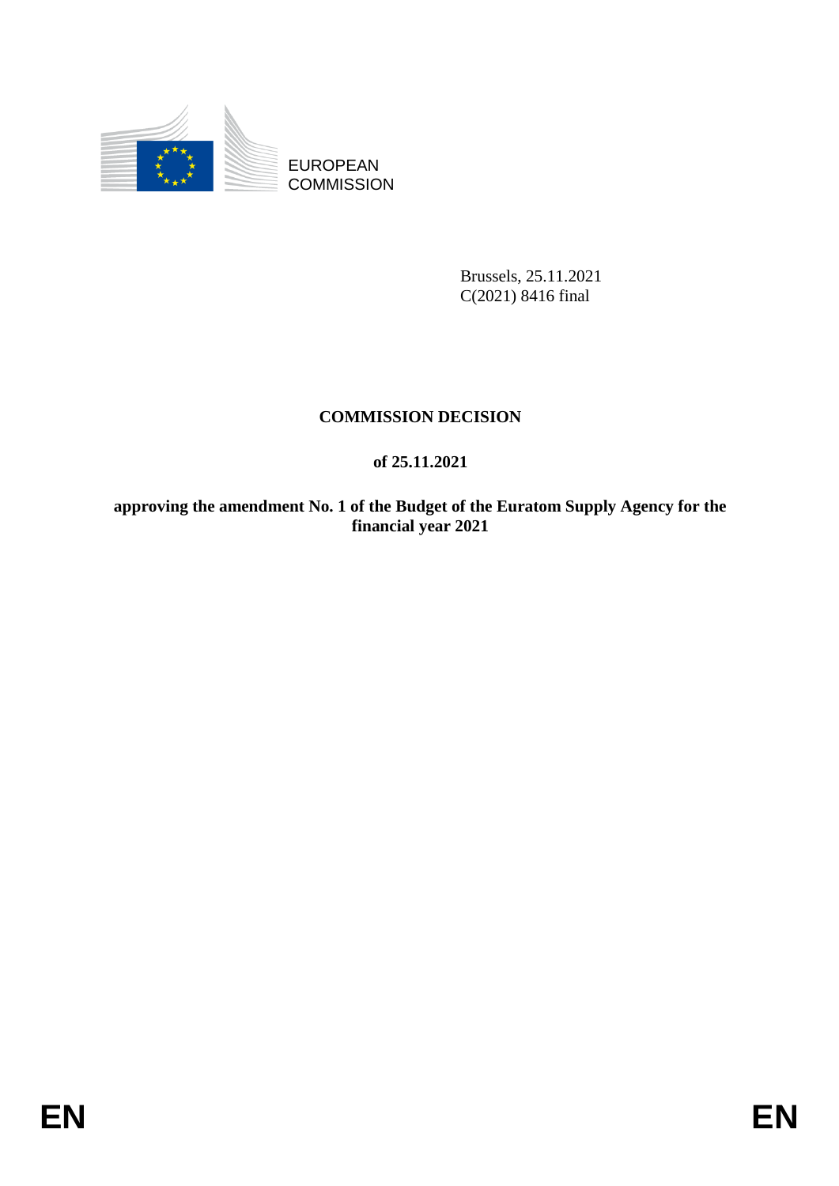EUROPEAN
COMMISSION

Brussels, 25.11.2021
C(2021) 8416 final

# COMMISSION DECISION

## of 25.11.2021

## approving the amendment No. 1 of the Budget of the Euratom Supply Agency for the financial year 2021

EN EN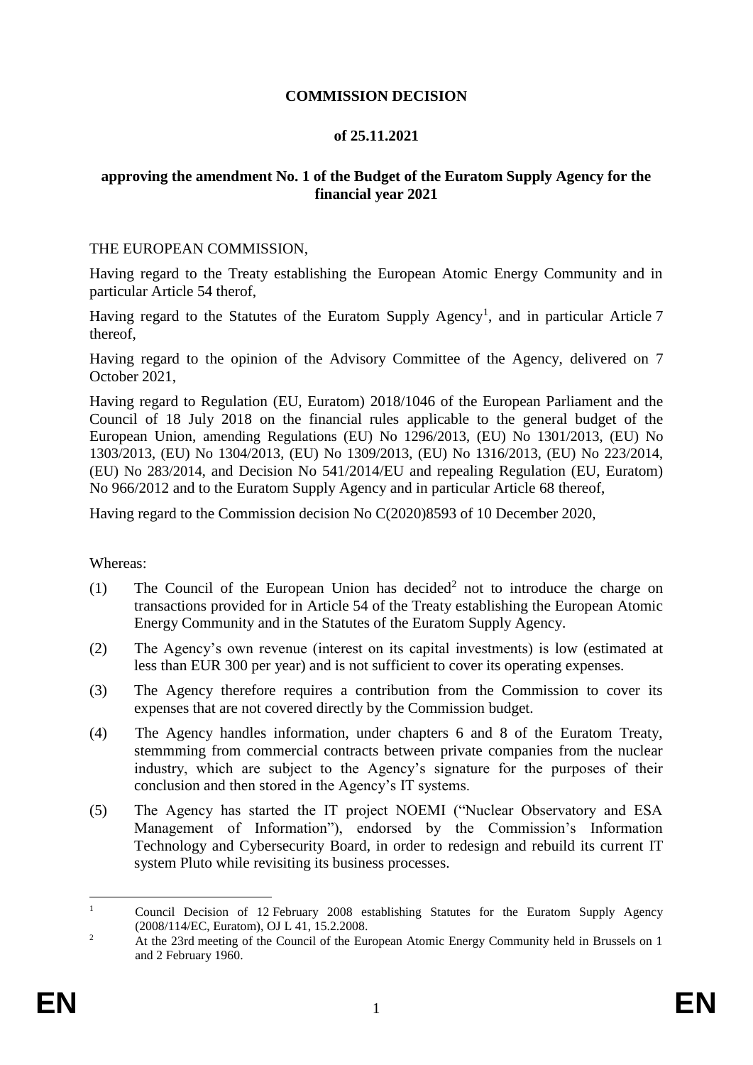**COMMISSION DECISION**

**of 25.11.2021**

**approving the amendment No. 1 of the Budget of the Euratom Supply Agency for the financial year 2021**

THE EUROPEAN COMMISSION,

Having regard to the Treaty establishing the European Atomic Energy Community and in particular Article 54 therof,

Having regard to the Statutes of the Euratom Supply Agency[1], and in particular Article 7 thereof,

Having regard to the opinion of the Advisory Committee of the Agency, delivered on 7 October 2021,

Having regard to Regulation (EU, Euratom) 2018/1046 of the European Parliament and the Council of 18 July 2018 on the financial rules applicable to the general budget of the European Union, amending Regulations (EU) No 1296/2013, (EU) No 1301/2013, (EU) No 1303/2013, (EU) No 1304/2013, (EU) No 1309/2013, (EU) No 1316/2013, (EU) No 223/2014, (EU) No 283/2014, and Decision No 541/2014/EU and repealing Regulation (EU, Euratom) No 966/2012 and to the Euratom Supply Agency and in particular Article 68 thereof,

Having regard to the Commission decision No C(2020)8593 of 10 December 2020,

Whereas:

(1) The Council of the European Union has decided[2] not to introduce the charge on transactions provided for in Article 54 of the Treaty establishing the European Atomic Energy Community and in the Statutes of the Euratom Supply Agency.

(2) The Agency's own revenue (interest on its capital investments) is low (estimated at less than EUR 300 per year) and is not sufficient to cover its operating expenses.

(3) The Agency therefore requires a contribution from the Commission to cover its expenses that are not covered directly by the Commission budget.

(4) The Agency handles information, under chapters 6 and 8 of the Euratom Treaty, stemmming from commercial contracts between private companies from the nuclear industry, which are subject to the Agency's signature for the purposes of their conclusion and then stored in the Agency's IT systems.

(5) The Agency has started the IT project NOEMI ("Nuclear Observatory and ESA Management of Information"), endorsed by the Commission's Information Technology and Cybersecurity Board, in order to redesign and rebuild its current IT system Pluto while revisiting its business processes.

---

[1] Council Decision of 12 February 2008 establishing Statutes for the Euratom Supply Agency (2008/114/EC, Euratom), OJ L 41, 15.2.2008.

[2] At the 23rd meeting of the Council of the European Atomic Energy Community held in Brussels on 1 and 2 February 1960.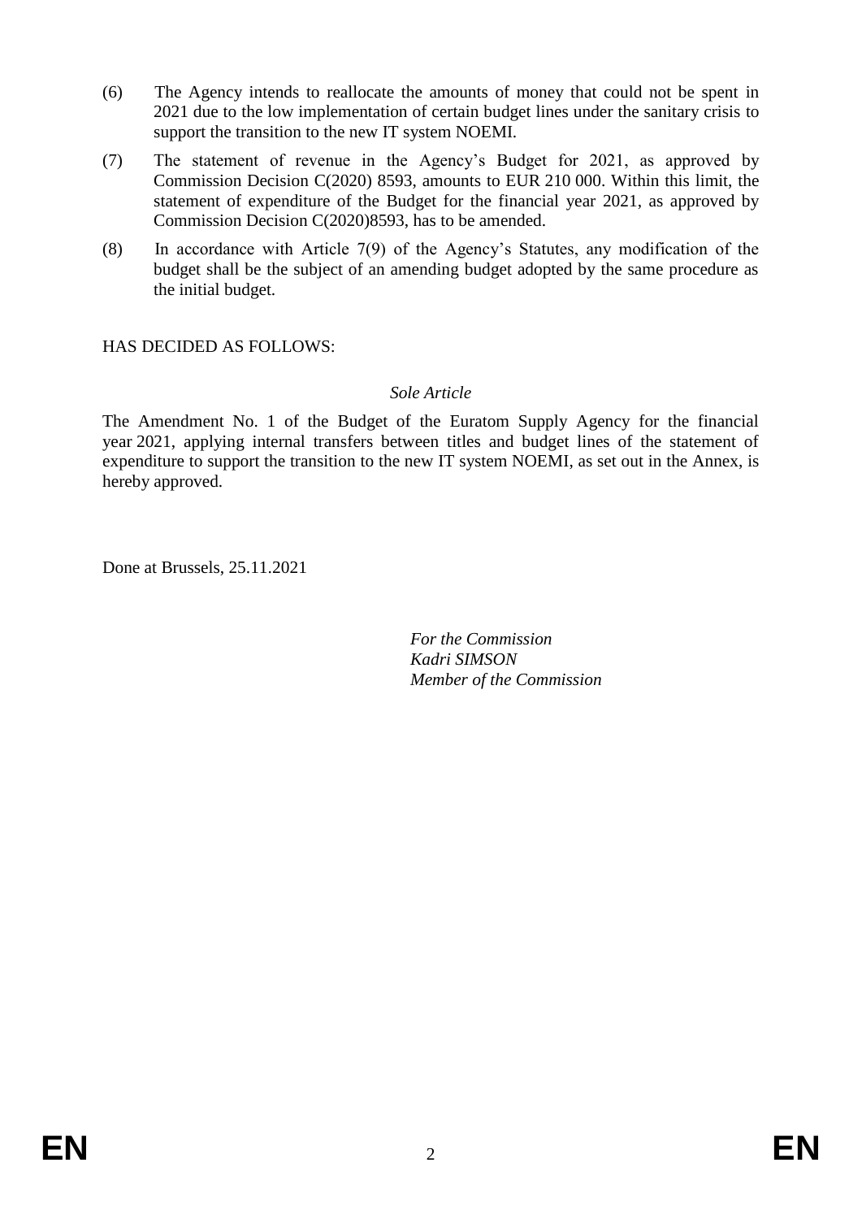(6) The Agency intends to reallocate the amounts of money that could not be spent in 2021 due to the low implementation of certain budget lines under the sanitary crisis to support the transition to the new IT system NOEMI.

(7) The statement of revenue in the Agency's Budget for 2021, as approved by Commission Decision C(2020) 8593, amounts to EUR 210 000. Within this limit, the statement of expenditure of the Budget for the financial year 2021, as approved by Commission Decision C(2020)8593, has to be amended.

(8) In accordance with Article 7(9) of the Agency's Statutes, any modification of the budget shall be the subject of an amending budget adopted by the same procedure as the initial budget.

HAS DECIDED AS FOLLOWS:

*Sole Article*

The Amendment No. 1 of the Budget of the Euratom Supply Agency for the financial year 2021, applying internal transfers between titles and budget lines of the statement of expenditure to support the transition to the new IT system NOEMI, as set out in the Annex, is hereby approved.

Done at Brussels, 25.11.2021

*For the Commission*
*Kadri SIMSON*
*Member of the Commission*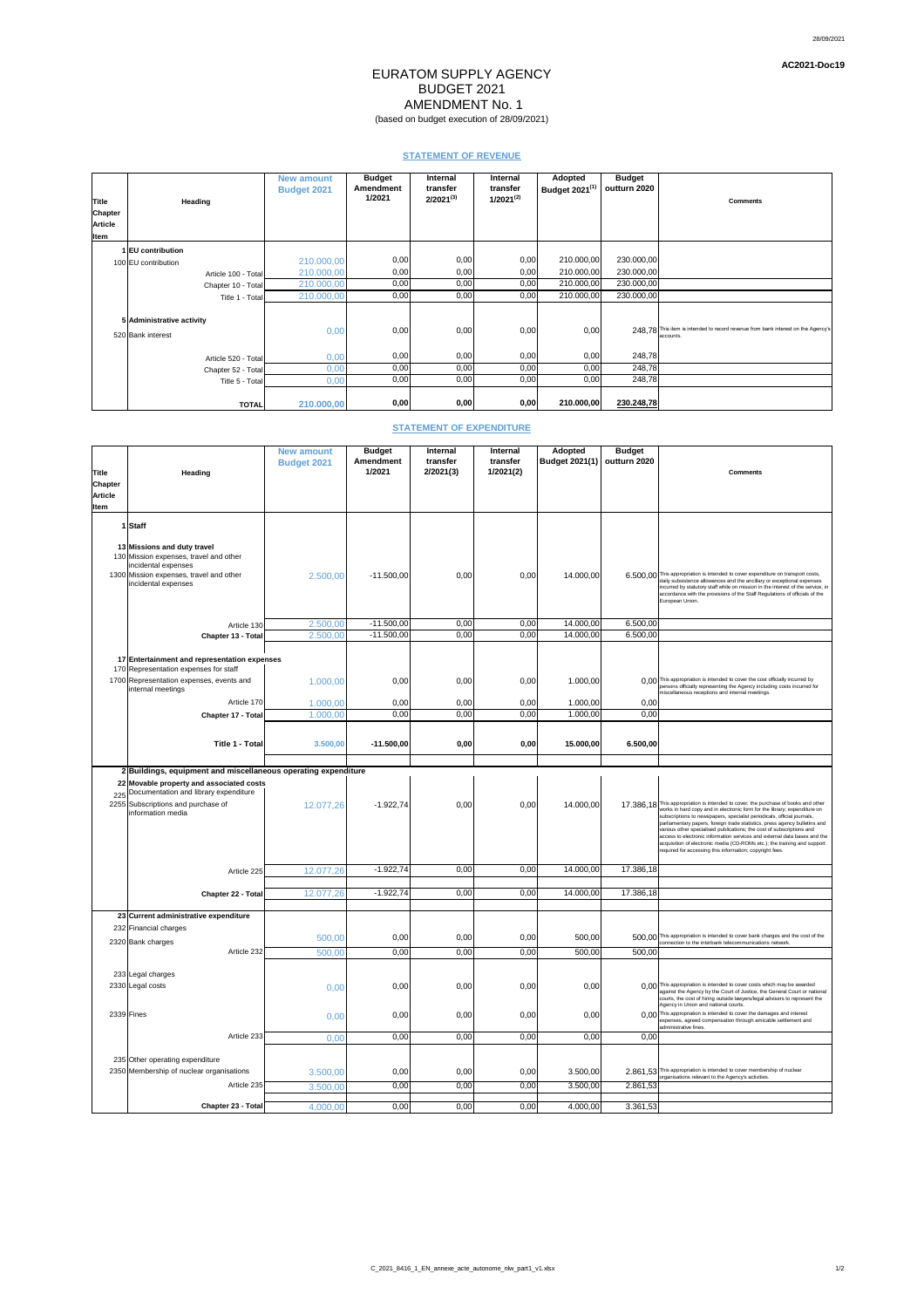**AC2021-Doc19**

# EURATOM SUPPLY AGENCY
# BUDGET 2021
# AMENDMENT No. 1
(based on budget execution of 28/09/2021)

## STATEMENT OF REVENUE

| Title Chapter Article Item | Heading | New amount Budget 2021 | Budget Amendment 1/2021 | Internal transfer 2/2021[3] | Internal transfer 1/2021[2] | Adopted Budget 2021[1] | Budget outturn 2020 | Comments |
|---|---|---|---|---|---|---|---|---|
| 1 | **EU contribution** | | | | | | | |
| 100 | EU contribution | 210.000,00 | 0,00 | 0,00 | 0,00 | 210.000,00 | 230.000,00 | |
| | Article 100 - Total | 210.000,00 | 0,00 | 0,00 | 0,00 | 210.000,00 | 230.000,00 | |
| | Chapter 10 - Total | 210.000,00 | 0,00 | 0,00 | 0,00 | 210.000,00 | 230.000,00 | |
| | Title 1 - Total | 210.000,00 | 0,00 | 0,00 | 0,00 | 210.000,00 | 230.000,00 | |
| 5 | **Administrative activity** | | | | | | | |
| 520 | Bank interest | 0,00 | 0,00 | 0,00 | 0,00 | 0,00 | 248,78 | This item is intended to record revenue from bank interest on the Agency's accounts. |
| | Article 520 - Total | 0,00 | 0,00 | 0,00 | 0,00 | 0,00 | 248,78 | |
| | Chapter 52 - Total | 0,00 | 0,00 | 0,00 | 0,00 | 0,00 | 248,78 | |
| | Title 5 - Total | 0,00 | 0,00 | 0,00 | 0,00 | 0,00 | 248,78 | |
| | **TOTAL** | **210.000,00** | **0,00** | **0,00** | **0,00** | **210.000,00** | **230.248,78** | |

## STATEMENT OF EXPENDITURE

| Title Chapter Article Item | Heading | New amount Budget 2021 | Budget Amendment 1/2021 | Internal transfer 2/2021(3) | Internal transfer 1/2021(2) | Adopted Budget 2021(1) | Budget outturn 2020 | Comments |
|---|---|---|---|---|---|---|---|---|
| 1 | **Staff** | | | | | | | |
| 13 | **Missions and duty travel** | | | | | | | |
| 130 | Mission expenses, travel and other incidental expenses | | | | | | | |
| 1300 | Mission expenses, travel and other incidental expenses | 2.500,00 | -11.500,00 | 0,00 | 0,00 | 14.000,00 | 6.500,00 | This appropriation is intended to cover expenditure on transport costs, daily subsistence allowances and the ancillary or exceptional expenses incurred by statutory staff while on mission in the interest of the service, in accordance with the provisions of the Staff Regulations of officials of the European Union. |
| | Article 130 | 2.500,00 | -11.500,00 | 0,00 | 0,00 | 14.000,00 | 6.500,00 | |
| | **Chapter 13 - Total** | 2.500,00 | -11.500,00 | 0,00 | 0,00 | 14.000,00 | 6.500,00 | |
| 17 | **Entertainment and representation expenses** | | | | | | | |
| 170 | Representation expenses for staff | | | | | | | |
| 1700 | Representation expenses, events and internal meetings | 1.000,00 | 0,00 | 0,00 | 0,00 | 1.000,00 | 0,00 | This appropriation is intended to cover the cost officially incurred by persons officially representing the Agency including costs incurred for miscellaneous receptions and internal meetings. |
| | Article 170 | 1.000,00 | 0,00 | 0,00 | 0,00 | 1.000,00 | 0,00 | |
| | **Chapter 17 - Total** | 1.000,00 | 0,00 | 0,00 | 0,00 | 1.000,00 | 0,00 | |
| | **Title 1 - Total** | **3.500,00** | **-11.500,00** | **0,00** | **0,00** | **15.000,00** | **6.500,00** | |
| 2 | **Buildings, equipment and miscellaneous operating expenditure** | | | | | | | |
| 22 | **Movable property and associated costs** | | | | | | | |
| 225 | Documentation and library expenditure | | | | | | | |
| 2255 | Subscriptions and purchase of information media | 12.077,26 | -1.922,74 | 0,00 | 0,00 | 14.000,00 | 17.386,18 | This appropriation is intended to cover: the purchase of books and other works in hard copy and in electronic form for the library; expenditure on subscriptions to newspapers, specialist periodicals, official journals, parliamentary papers, foreign trade statistics, press agency bulletins and various other specialised publications; the cost of subscriptions and access to electronic information services and external data bases and the acquisition of electronic media (CD-ROMs etc.); the training and support required for accessing this information; copyright fees. |
| | Article 225 | 12.077,26 | -1.922,74 | 0,00 | 0,00 | 14.000,00 | 17.386,18 | |
| | **Chapter 22 - Total** | 12.077,26 | -1.922,74 | 0,00 | 0,00 | 14.000,00 | 17.386,18 | |
| 23 | **Current administrative expenditure** | | | | | | | |
| 232 | Financial charges | | | | | | | |
| 2320 | Bank charges | 500,00 | 0,00 | 0,00 | 0,00 | 500,00 | 500,00 | This appropriation is intended to cover bank charges and the cost of the connection to the interbank telecommunications network. |
| | Article 232 | 500,00 | 0,00 | 0,00 | 0,00 | 500,00 | 500,00 | |
| 233 | Legal charges | | | | | | | |
| 2330 | Legal costs | 0,00 | 0,00 | 0,00 | 0,00 | 0,00 | 0,00 | This appropriation is intended to cover costs which may be awarded against the Agency by the Court of Justice, the General Court or national courts, the cost of hiring outside lawyers/legal advisers to represent the Agency in Union and national courts. |
| 2339 | Fines | 0,00 | 0,00 | 0,00 | 0,00 | 0,00 | 0,00 | This appropriation is intended to cover the damages and interest expenses, agreed compensation through amicable settlement and administrative fines. |
| | Article 233 | 0,00 | 0,00 | 0,00 | 0,00 | 0,00 | 0,00 | |
| 235 | Other operating expenditure | | | | | | | |
| 2350 | Membership of nuclear organisations | 3.500,00 | 0,00 | 0,00 | 0,00 | 3.500,00 | 2.861,53 | This appropriation is intended to cover membership of nuclear organisations relevant to the Agency's activities. |
| | Article 235 | 3.500,00 | 0,00 | 0,00 | 0,00 | 3.500,00 | 2.861,53 | |
| | **Chapter 23 - Total** | 4.000,00 | 0,00 | 0,00 | 0,00 | 4.000,00 | 3.361,53 | |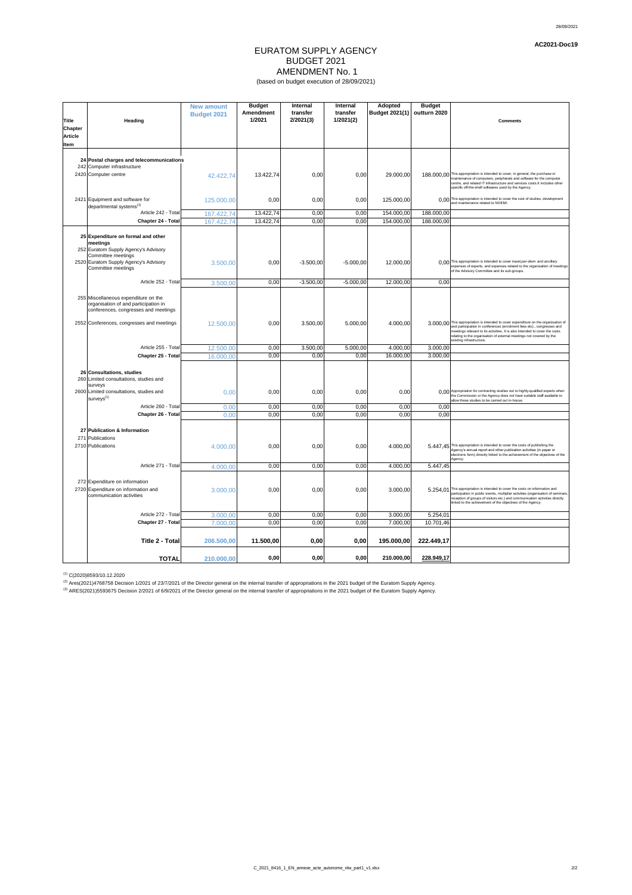28/09/2021

**AC2021-Doc19**

# EURATOM SUPPLY AGENCY
## BUDGET 2021
## AMENDMENT No. 1
(based on budget execution of 28/09/2021)

| Title Chapter Article Item | Heading | New amount Budget 2021 | Budget Amendment 1/2021 | Internal transfer 2/2021(3) | Internal transfer 1/2021(2) | Adopted Budget 2021(1) | Budget outturn 2020 | Comments |
|---|---|---|---|---|---|---|---|---|
| 24 | **Postal charges and telecommunications** | | | | | | | |
| 242 | Computer infrastructure | | | | | | | |
| 2420 | Computer centre | 42.422,74 | 13.422,74 | 0,00 | 0,00 | 29.000,00 | 188.000,00 | This appropriation is intended to cover, in general, the purchase or maintenance of computers, peripherals and software for the computer centre, and related IT infrastructure and services costs.It includes other specific off-the-shelf softwares used by the Agency. |
| 2421 | Equipment and software for departmental systems[1] | 125.000,00 | 0,00 | 0,00 | 0,00 | 125.000,00 | 0,00 | This appropriation is intended to cover the cost of studies, development and maintenance related to NOEMI. |
| | Article 242 - Total | 167.422,74 | 13.422,74 | 0,00 | 0,00 | 154.000,00 | 188.000,00 | |
| | **Chapter 24 - Total** | 167.422,74 | 13.422,74 | 0,00 | 0,00 | 154.000,00 | 188.000,00 | |
| 25 | **Expenditure on formal and other meetings** | | | | | | | |
| 252 | Euratom Supply Agency's Advisory Committee meetings | | | | | | | |
| 2520 | Euratom Supply Agency's Advisory Committee meetings | 3.500,00 | 0,00 | -3.500,00 | -5.000,00 | 12.000,00 | 0,00 | This appropriation is intended to cover travel,per-diem and ancillary expenses of experts, and expenses related to the organisation of meetings of the Advisory Committee and its sub-groups. |
| | Article 252 - Total | 3.500,00 | 0,00 | -3.500,00 | -5.000,00 | 12.000,00 | 0,00 | |
| 255 | Miscellaneous expenditure on the organisation of and participation in conferences, congresses and meetings | | | | | | | |
| 2552 | Conferences, congresses and meetings | 12.500,00 | 0,00 | 3.500,00 | 5.000,00 | 4.000,00 | 3.000,00 | This appropriation is intended to cover expenditure on the organisation of and participation in conferences (enrolment fees etc)., congresses and meetings relevant to its activities. It is also intended to cover the costs relating to the organisation of external meetings not covered by the existing infrastructure. |
| | Article 255 - Total | 12.500,00 | 0,00 | 3.500,00 | 5.000,00 | 4.000,00 | 3.000,00 | |
| | **Chapter 25 - Total** | 16.000,00 | 0,00 | 0,00 | 0,00 | 16.000,00 | 3.000,00 | |
| 26 | **Consultations, studies** | | | | | | | |
| 260 | Limited consultations, studies and surveys | | | | | | | |
| 2600 | Limited consultations, studies and surveys[1] | 0,00 | 0,00 | 0,00 | 0,00 | 0,00 | 0,00 | Appropriation for contracting studies out to highly-qualified experts when the Commission or the Agency does not have suitable staff available to allow these studies to be carried out in-house. |
| | Article 260 - Total | 0,00 | 0,00 | 0,00 | 0,00 | 0,00 | 0,00 | |
| | **Chapter 26 - Total** | 0,00 | 0,00 | 0,00 | 0,00 | 0,00 | 0,00 | |
| 27 | **Publication & Information** | | | | | | | |
| 271 | Publications | | | | | | | |
| 2710 | Publications | 4.000,00 | 0,00 | 0,00 | 0,00 | 4.000,00 | 5.447,45 | This appropriation is intended to cover the costs of publishing the Agency's annual report and other publication activities (in paper or electronic form) directly linked to the achievement of the objectives of the Agency. |
| | Article 271 - Total | 4.000,00 | 0,00 | 0,00 | 0,00 | 4.000,00 | 5.447,45 | |
| 272 | Expenditure on information | | | | | | | |
| 2720 | Expenditure on information and communication activities | 3.000,00 | 0,00 | 0,00 | 0,00 | 3.000,00 | 5.254,01 | This appropriation is intended to cover the costs on information and participation in public events, multiplier activities (organisation of seminars, reception of groups of visitors etc.) and communication activities directly linked to the achievement of the objectives of the Agency. |
| | Article 272 - Total | 3.000,00 | 0,00 | 0,00 | 0,00 | 3.000,00 | 5.254,01 | |
| | **Chapter 27 - Total** | 7.000,00 | 0,00 | 0,00 | 0,00 | 7.000,00 | 10.701,46 | |
| | **Title 2 - Total** | **206.500,00** | **11.500,00** | **0,00** | **0,00** | **195.000,00** | **222.449,17** | |
| | **TOTAL** | **210.000,00** | **0,00** | **0,00** | **0,00** | **210.000,00** | **228.949,17** | |

[1] C(2020)8593/10.12.2020

[2] Ares(2021)4768758 Decision 1/2021 of 23/7/2021 of the Director general on the internal transfer of appropriations in the 2021 budget of the Euratom Supply Agency.

[3] ARES(2021)5593675 Decision 2/2021 of 6/9/2021 of the Director general on the internal transfer of appropriations in the 2021 budget of the Euratom Supply Agency.

C_2021_8416_1_EN_annexe_acte_autonome_nlw_part1_v1.xlsx